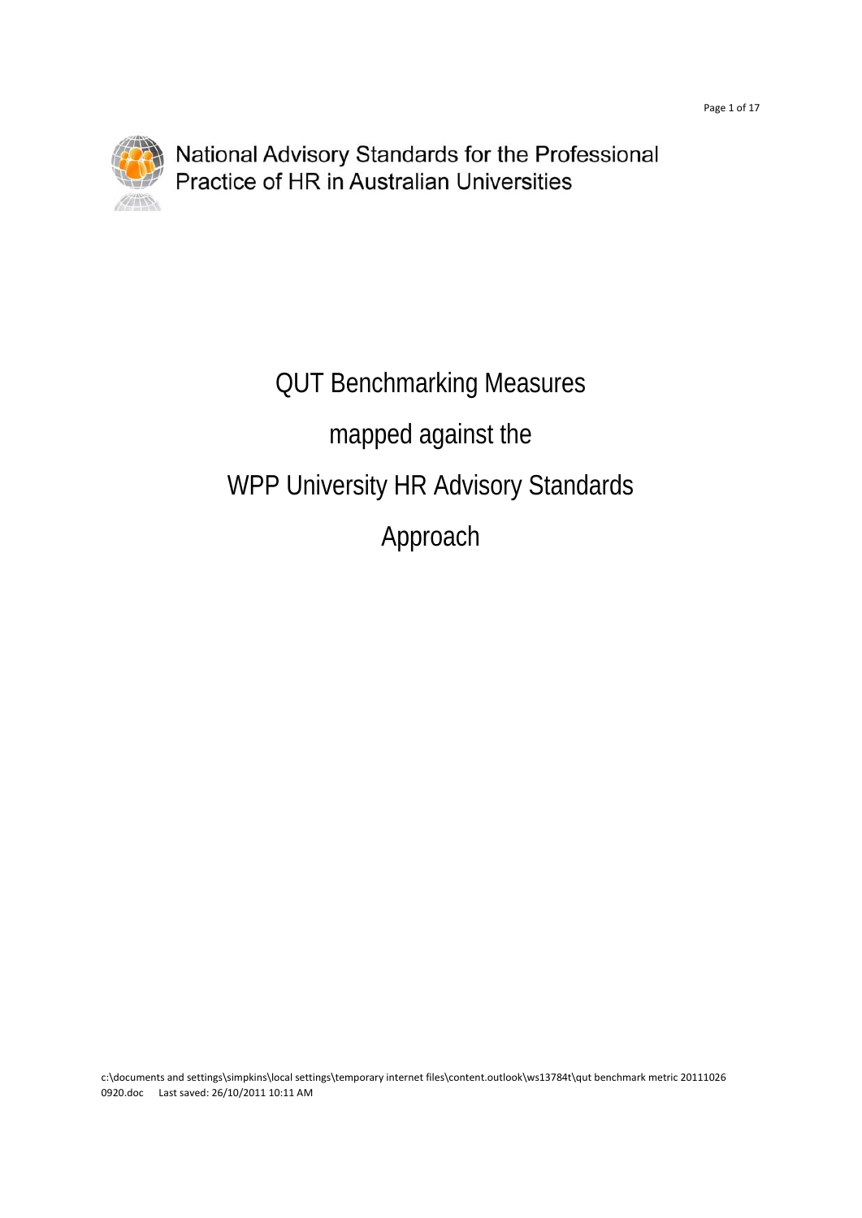National Advisory Standards for the Professional Practice of HR in Australian Universities

# QUT Benchmarking Measures

# mapped against the

# WPP University HR Advisory Standards

# Approach

c:\documents and settings\simpkins\local settings\temporary internet files\content.outlook\ws13784t\qut benchmark metric 20111026 0920.doc Last saved: 26/10/2011 10:11 AM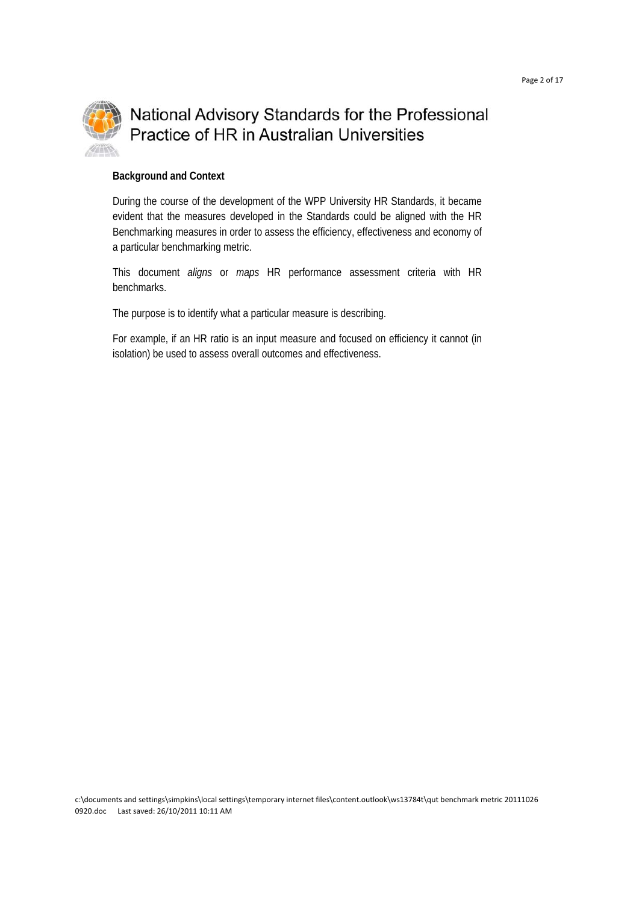# National Advisory Standards for the Professional Practice of HR in Australian Universities

**Background and Context**

During the course of the development of the WPP University HR Standards, it became evident that the measures developed in the Standards could be aligned with the HR Benchmarking measures in order to assess the efficiency, effectiveness and economy of a particular benchmarking metric.

This document *aligns* or *maps* HR performance assessment criteria with HR benchmarks.

The purpose is to identify what a particular measure is describing.

For example, if an HR ratio is an input measure and focused on efficiency it cannot (in isolation) be used to assess overall outcomes and effectiveness.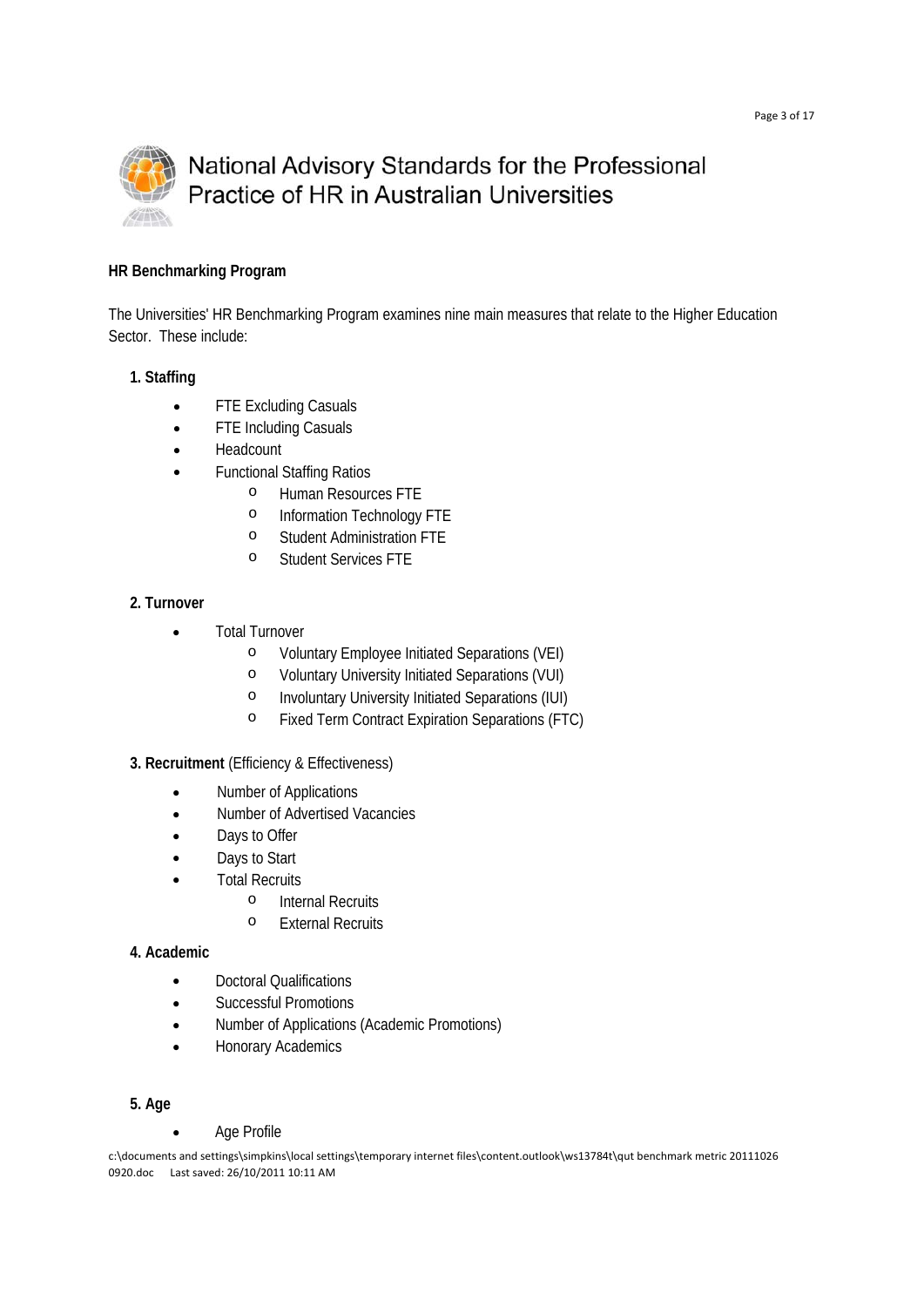National Advisory Standards for the Professional Practice of HR in Australian Universities

**HR Benchmarking Program**

The Universities' HR Benchmarking Program examines nine main measures that relate to the Higher Education Sector. These include:

**1. Staffing**

- FTE Excluding Casuals
- FTE Including Casuals
- Headcount
- Functional Staffing Ratios
  - Human Resources FTE
  - Information Technology FTE
  - Student Administration FTE
  - Student Services FTE

**2. Turnover**

- Total Turnover
  - Voluntary Employee Initiated Separations (VEI)
  - Voluntary University Initiated Separations (VUI)
  - Involuntary University Initiated Separations (IUI)
  - Fixed Term Contract Expiration Separations (FTC)

**3. Recruitment** (Efficiency & Effectiveness)

- Number of Applications
- Number of Advertised Vacancies
- Days to Offer
- Days to Start
- Total Recruits
  - Internal Recruits
  - External Recruits

**4. Academic**

- Doctoral Qualifications
- Successful Promotions
- Number of Applications (Academic Promotions)
- Honorary Academics

**5. Age**

- Age Profile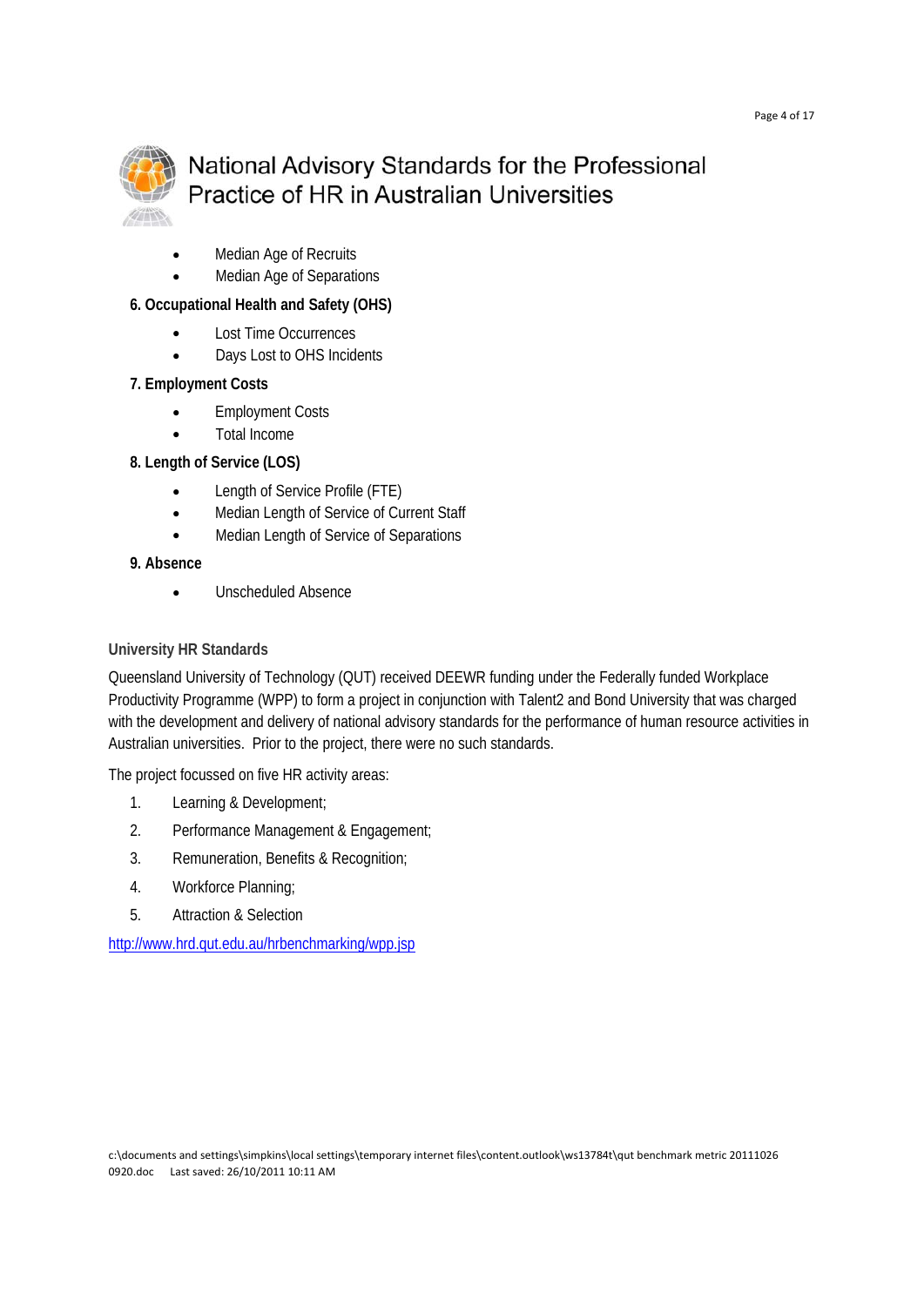- Median Age of Recruits
- Median Age of Separations

**6. Occupational Health and Safety (OHS)**

- Lost Time Occurrences
- Days Lost to OHS Incidents

**7. Employment Costs**

- Employment Costs
- Total Income

**8. Length of Service (LOS)**

- Length of Service Profile (FTE)
- Median Length of Service of Current Staff
- Median Length of Service of Separations

**9. Absence**

- Unscheduled Absence

**University HR Standards**

Queensland University of Technology (QUT) received DEEWR funding under the Federally funded Workplace Productivity Programme (WPP) to form a project in conjunction with Talent2 and Bond University that was charged with the development and delivery of national advisory standards for the performance of human resource activities in Australian universities. Prior to the project, there were no such standards.

The project focussed on five HR activity areas:

1. Learning & Development;
2. Performance Management & Engagement;
3. Remuneration, Benefits & Recognition;
4. Workforce Planning;
5. Attraction & Selection

http://www.hrd.qut.edu.au/hrbenchmarking/wpp.jsp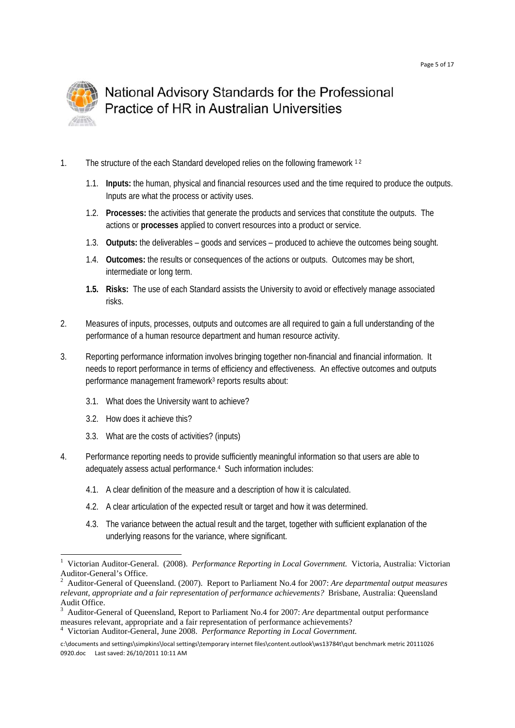1. The structure of the each Standard developed relies on the following framework [1 2]

    1.1. **Inputs:** the human, physical and financial resources used and the time required to produce the outputs. Inputs are what the process or activity uses.

    1.2. **Processes:** the activities that generate the products and services that constitute the outputs. The actions or **processes** applied to convert resources into a product or service.

    1.3. **Outputs:** the deliverables – goods and services – produced to achieve the outcomes being sought.

    1.4. **Outcomes:** the results or consequences of the actions or outputs. Outcomes may be short, intermediate or long term.

    **1.5. Risks:** The use of each Standard assists the University to avoid or effectively manage associated risks.

2. Measures of inputs, processes, outputs and outcomes are all required to gain a full understanding of the performance of a human resource department and human resource activity.

3. Reporting performance information involves bringing together non-financial and financial information. It needs to report performance in terms of efficiency and effectiveness. An effective outcomes and outputs performance management framework[3] reports results about:

    3.1. What does the University want to achieve?

    3.2. How does it achieve this?

    3.3. What are the costs of activities? (inputs)

4. Performance reporting needs to provide sufficiently meaningful information so that users are able to adequately assess actual performance.[4] Such information includes:

    4.1. A clear definition of the measure and a description of how it is calculated.

    4.2. A clear articulation of the expected result or target and how it was determined.

    4.3. The variance between the actual result and the target, together with sufficient explanation of the underlying reasons for the variance, where significant.

---

[1] Victorian Auditor-General. (2008). *Performance Reporting in Local Government.* Victoria, Australia: Victorian Auditor-General's Office.

[2] Auditor-General of Queensland. (2007). Report to Parliament No.4 for 2007: *Are departmental output measures relevant, appropriate and a fair representation of performance achievements?* Brisbane, Australia: Queensland Audit Office.

[3] Auditor-General of Queensland, Report to Parliament No.4 for 2007: *Are* departmental output performance measures relevant, appropriate and a fair representation of performance achievements?

[4] Victorian Auditor-General, June 2008. *Performance Reporting in Local Government.*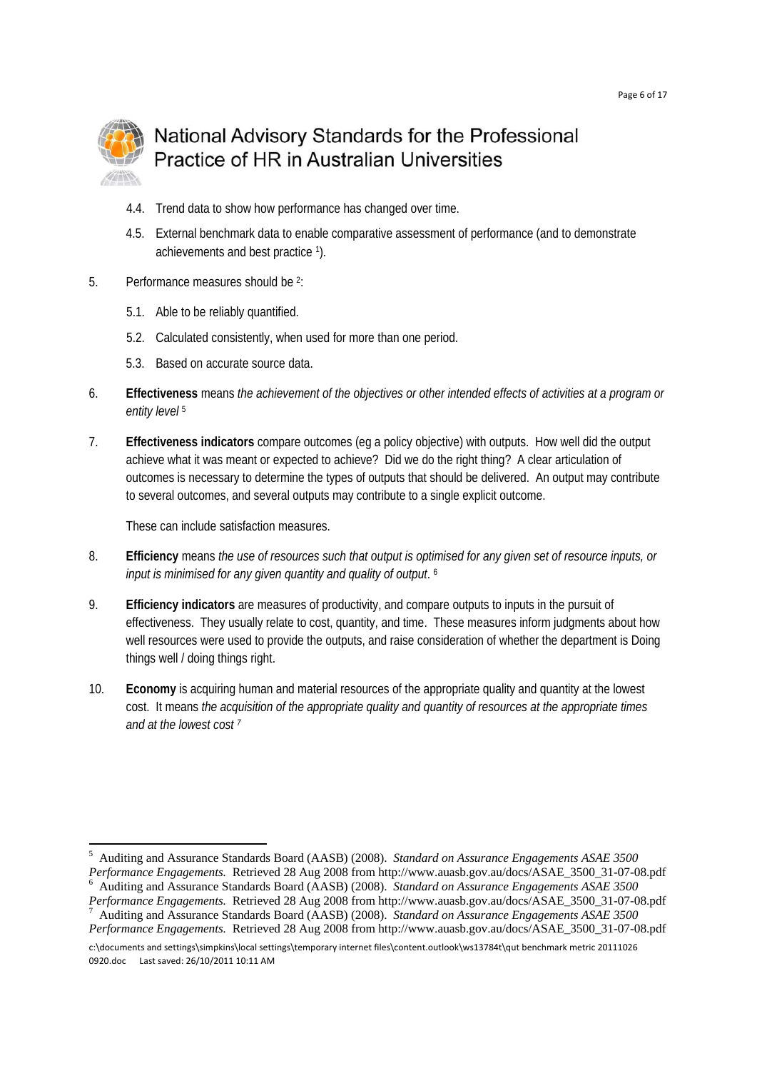4.4. Trend data to show how performance has changed over time.

4.5. External benchmark data to enable comparative assessment of performance (and to demonstrate achievements and best practice [1]).

5. Performance measures should be [2]:

   5.1. Able to be reliably quantified.

   5.2. Calculated consistently, when used for more than one period.

   5.3. Based on accurate source data.

6. **Effectiveness** means *the achievement of the objectives or other intended effects of activities at a program or entity level* [5]

7. **Effectiveness indicators** compare outcomes (eg a policy objective) with outputs. How well did the output achieve what it was meant or expected to achieve? Did we do the right thing? A clear articulation of outcomes is necessary to determine the types of outputs that should be delivered. An output may contribute to several outcomes, and several outputs may contribute to a single explicit outcome.

   These can include satisfaction measures.

8. **Efficiency** means *the use of resources such that output is optimised for any given set of resource inputs, or input is minimised for any given quantity and quality of output*. [6]

9. **Efficiency indicators** are measures of productivity, and compare outputs to inputs in the pursuit of effectiveness. They usually relate to cost, quantity, and time. These measures inform judgments about how well resources were used to provide the outputs, and raise consideration of whether the department is Doing things well / doing things right.

10. **Economy** is acquiring human and material resources of the appropriate quality and quantity at the lowest cost. It means *the acquisition of the appropriate quality and quantity of resources at the appropriate times and at the lowest cost* [7]

---

[5] Auditing and Assurance Standards Board (AASB) (2008). *Standard on Assurance Engagements ASAE 3500 Performance Engagements.* Retrieved 28 Aug 2008 from http://www.auasb.gov.au/docs/ASAE_3500_31-07-08.pdf

[6] Auditing and Assurance Standards Board (AASB) (2008). *Standard on Assurance Engagements ASAE 3500 Performance Engagements.* Retrieved 28 Aug 2008 from http://www.auasb.gov.au/docs/ASAE_3500_31-07-08.pdf

[7] Auditing and Assurance Standards Board (AASB) (2008). *Standard on Assurance Engagements ASAE 3500 Performance Engagements.* Retrieved 28 Aug 2008 from http://www.auasb.gov.au/docs/ASAE_3500_31-07-08.pdf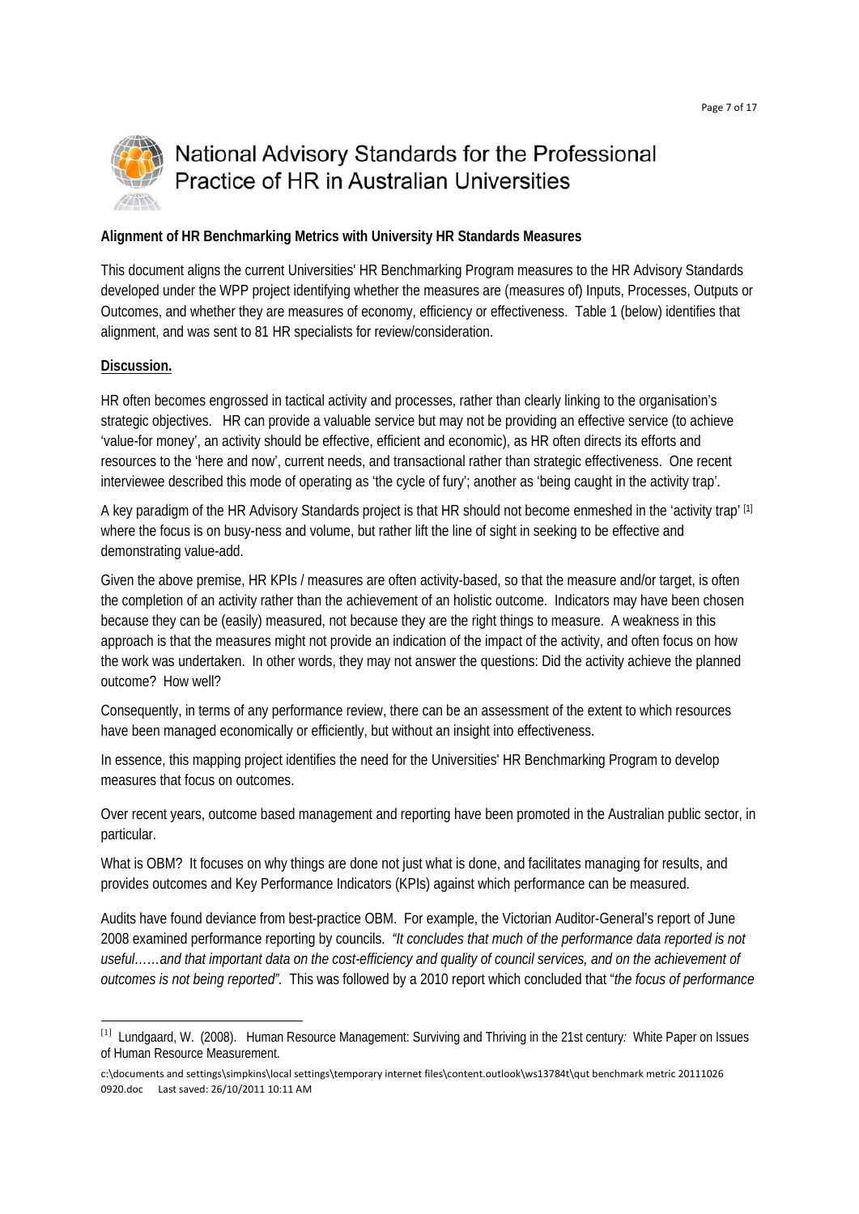**Alignment of HR Benchmarking Metrics with University HR Standards Measures**

This document aligns the current Universities' HR Benchmarking Program measures to the HR Advisory Standards developed under the WPP project identifying whether the measures are (measures of) Inputs, Processes, Outputs or Outcomes, and whether they are measures of economy, efficiency or effectiveness. Table 1 (below) identifies that alignment, and was sent to 81 HR specialists for review/consideration.

**Discussion.**

HR often becomes engrossed in tactical activity and processes, rather than clearly linking to the organisation's strategic objectives. HR can provide a valuable service but may not be providing an effective service (to achieve 'value-for money', an activity should be effective, efficient and economic), as HR often directs its efforts and resources to the 'here and now', current needs, and transactional rather than strategic effectiveness. One recent interviewee described this mode of operating as 'the cycle of fury'; another as 'being caught in the activity trap'.

A key paradigm of the HR Advisory Standards project is that HR should not become enmeshed in the 'activity trap' [1] where the focus is on busy-ness and volume, but rather lift the line of sight in seeking to be effective and demonstrating value-add.

Given the above premise, HR KPIs / measures are often activity-based, so that the measure and/or target, is often the completion of an activity rather than the achievement of an holistic outcome. Indicators may have been chosen because they can be (easily) measured, not because they are the right things to measure. A weakness in this approach is that the measures might not provide an indication of the impact of the activity, and often focus on how the work was undertaken. In other words, they may not answer the questions: Did the activity achieve the planned outcome? How well?

Consequently, in terms of any performance review, there can be an assessment of the extent to which resources have been managed economically or efficiently, but without an insight into effectiveness.

In essence, this mapping project identifies the need for the Universities' HR Benchmarking Program to develop measures that focus on outcomes.

Over recent years, outcome based management and reporting have been promoted in the Australian public sector, in particular.

What is OBM? It focuses on why things are done not just what is done, and facilitates managing for results, and provides outcomes and Key Performance Indicators (KPIs) against which performance can be measured.

Audits have found deviance from best-practice OBM. For example, the Victorian Auditor-General's report of June 2008 examined performance reporting by councils. *"It concludes that much of the performance data reported is not useful……and that important data on the cost-efficiency and quality of council services, and on the achievement of outcomes is not being reported".* This was followed by a 2010 report which concluded that "*the focus of performance*

[1] Lundgaard, W. (2008). Human Resource Management: Surviving and Thriving in the 21st century*:* White Paper on Issues of Human Resource Measurement.

c:\documents and settings\simpkins\local settings\temporary internet files\content.outlook\ws13784t\qut benchmark metric 20111026 0920.doc Last saved: 26/10/2011 10:11 AM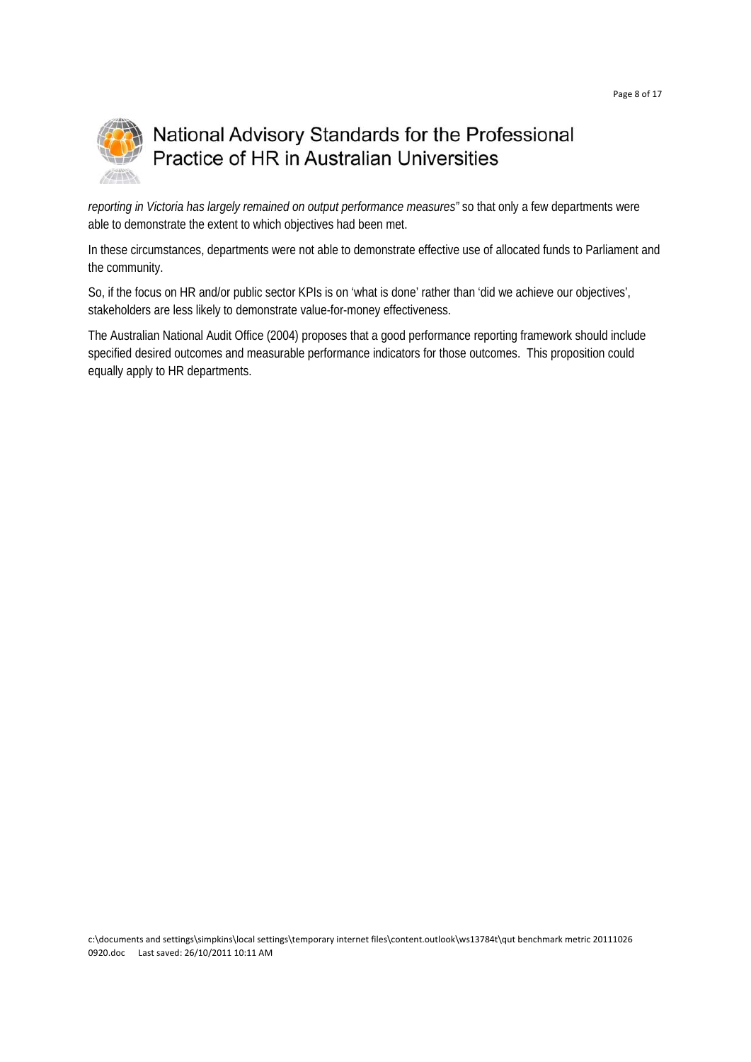*reporting in Victoria has largely remained on output performance measures"* so that only a few departments were able to demonstrate the extent to which objectives had been met.

In these circumstances, departments were not able to demonstrate effective use of allocated funds to Parliament and the community.

So, if the focus on HR and/or public sector KPIs is on 'what is done' rather than 'did we achieve our objectives', stakeholders are less likely to demonstrate value-for-money effectiveness.

The Australian National Audit Office (2004) proposes that a good performance reporting framework should include specified desired outcomes and measurable performance indicators for those outcomes. This proposition could equally apply to HR departments.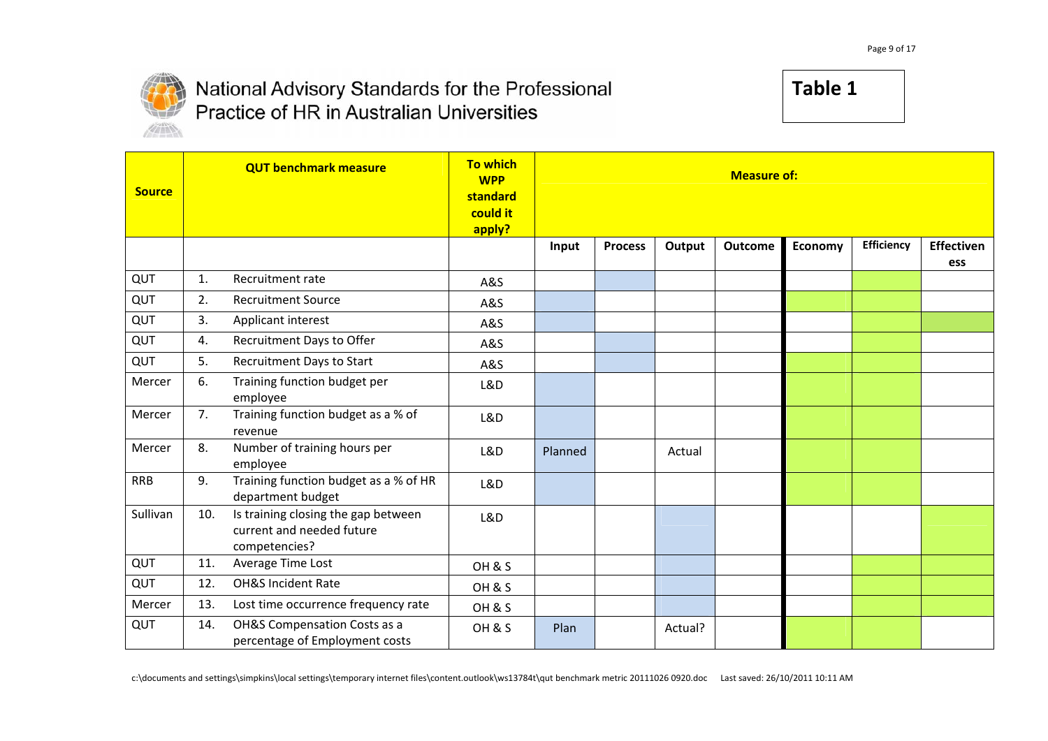# National Advisory Standards for the Professional Practice of HR in Australian Universities

**Table 1**

| Source | | QUT benchmark measure | To which WPP standard could it apply? | Measure of: | | | | | | |
|---|---|---|---|---|---|---|---|---|---|---|
| | | | | Input | Process | Output | Outcome | Economy | Efficiency | Effectiveness |
| QUT | 1. | Recruitment rate | A&S | | | | | | | |
| QUT | 2. | Recruitment Source | A&S | | | | | | | |
| QUT | 3. | Applicant interest | A&S | | | | | | | |
| QUT | 4. | Recruitment Days to Offer | A&S | | | | | | | |
| QUT | 5. | Recruitment Days to Start | A&S | | | | | | | |
| Mercer | 6. | Training function budget per employee | L&D | | | | | | | |
| Mercer | 7. | Training function budget as a % of revenue | L&D | | | | | | | |
| Mercer | 8. | Number of training hours per employee | L&D | Planned | | Actual | | | | |
| RRB | 9. | Training function budget as a % of HR department budget | L&D | | | | | | | |
| Sullivan | 10. | Is training closing the gap between current and needed future competencies? | L&D | | | | | | | |
| QUT | 11. | Average Time Lost | OH & S | | | | | | | |
| QUT | 12. | OH&S Incident Rate | OH & S | | | | | | | |
| Mercer | 13. | Lost time occurrence frequency rate | OH & S | | | | | | | |
| QUT | 14. | OH&S Compensation Costs as a percentage of Employment costs | OH & S | Plan | | Actual? | | | | |

c:\documents and settings\simpkins\local settings\temporary internet files\content.outlook\ws13784t\qut benchmark metric 20111026 0920.doc Last saved: 26/10/2011 10:11 AM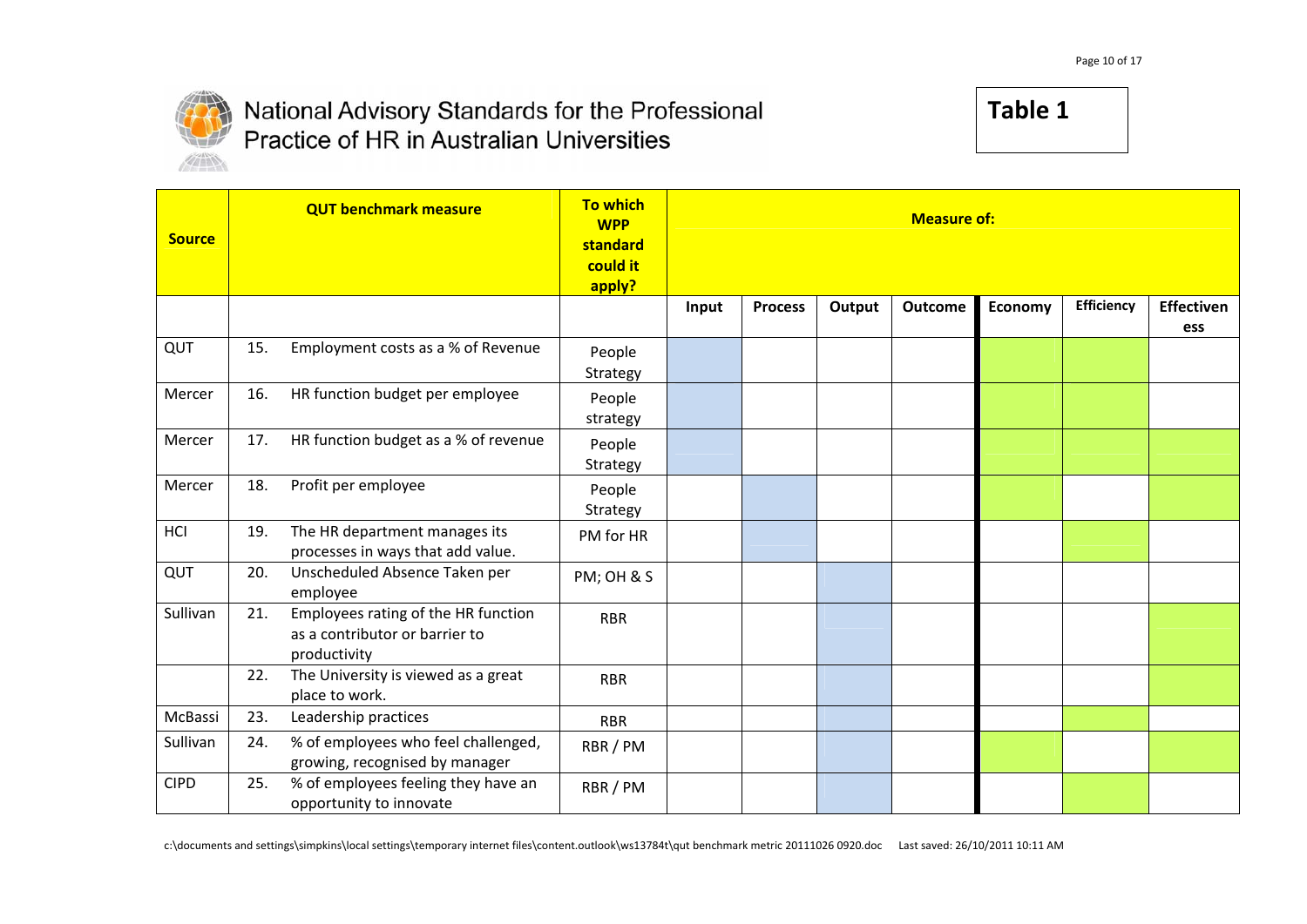# National Advisory Standards for the Professional Practice of HR in Australian Universities

**Table 1**

| Source | QUT benchmark measure | | To which WPP standard could it apply? | Measure of: | | | | | | |
|---|---|---|---|---|---|---|---|---|---|---|
| | | | | Input | Process | Output | Outcome | Economy | Efficiency | Effectiveness |
| QUT | 15. | Employment costs as a % of Revenue | People Strategy | | | | | | | |
| Mercer | 16. | HR function budget per employee | People strategy | | | | | | | |
| Mercer | 17. | HR function budget as a % of revenue | People Strategy | | | | | | | |
| Mercer | 18. | Profit per employee | People Strategy | | | | | | | |
| HCI | 19. | The HR department manages its processes in ways that add value. | PM for HR | | | | | | | |
| QUT | 20. | Unscheduled Absence Taken per employee | PM; OH & S | | | | | | | |
| Sullivan | 21. | Employees rating of the HR function as a contributor or barrier to productivity | RBR | | | | | | | |
| | 22. | The University is viewed as a great place to work. | RBR | | | | | | | |
| McBassi | 23. | Leadership practices | RBR | | | | | | | |
| Sullivan | 24. | % of employees who feel challenged, growing, recognised by manager | RBR / PM | | | | | | | |
| CIPD | 25. | % of employees feeling they have an opportunity to innovate | RBR / PM | | | | | | | |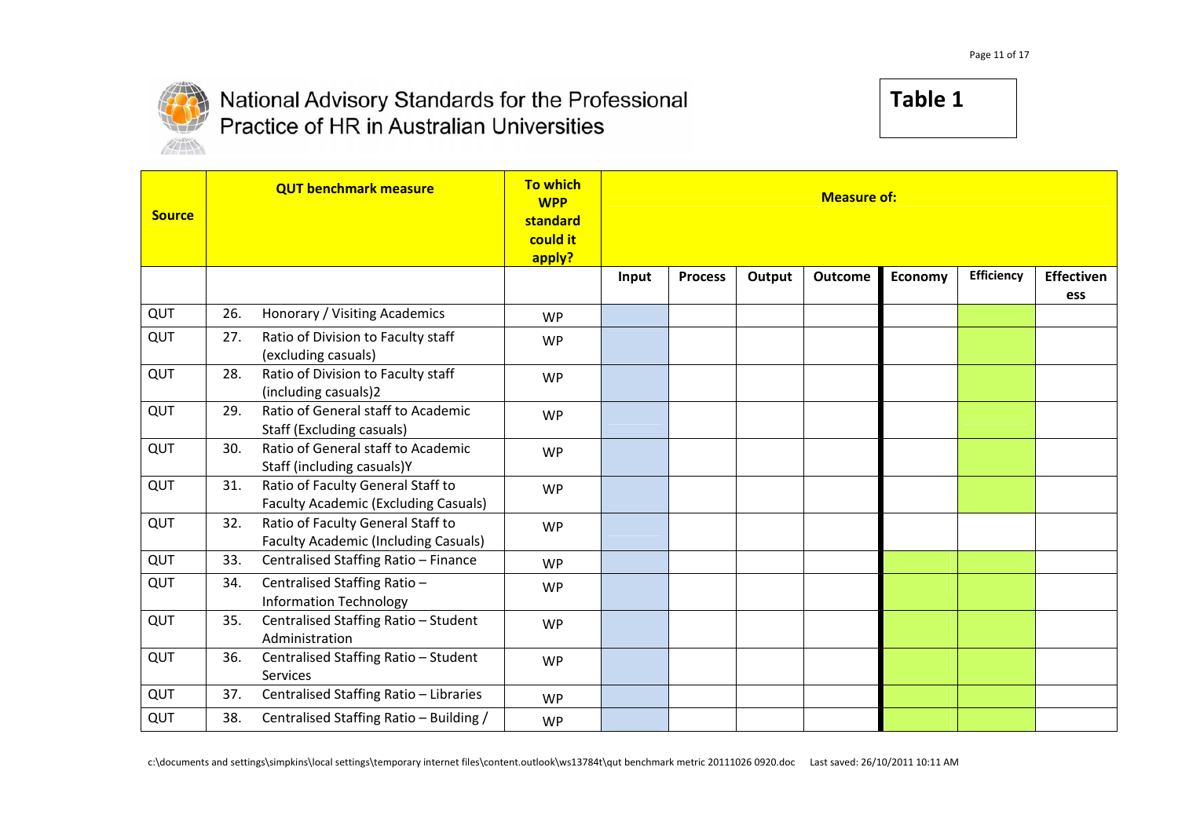National Advisory Standards for the Professional Practice of HR in Australian Universities

**Table 1**

| Source | QUT benchmark measure | | To which WPP standard could it apply? | Measure of: | | | | | | |
|---|---|---|---|---|---|---|---|---|---|---|
| | | | | Input | Process | Output | Outcome | Economy | Efficiency | Effectiveness |
| QUT | 26. | Honorary / Visiting Academics | WP | | | | | | | |
| QUT | 27. | Ratio of Division to Faculty staff (excluding casuals) | WP | | | | | | | |
| QUT | 28. | Ratio of Division to Faculty staff (including casuals)2 | WP | | | | | | | |
| QUT | 29. | Ratio of General staff to Academic Staff (Excluding casuals) | WP | | | | | | | |
| QUT | 30. | Ratio of General staff to Academic Staff (including casuals)Y | WP | | | | | | | |
| QUT | 31. | Ratio of Faculty General Staff to Faculty Academic (Excluding Casuals) | WP | | | | | | | |
| QUT | 32. | Ratio of Faculty General Staff to Faculty Academic (Including Casuals) | WP | | | | | | | |
| QUT | 33. | Centralised Staffing Ratio – Finance | WP | | | | | | | |
| QUT | 34. | Centralised Staffing Ratio – Information Technology | WP | | | | | | | |
| QUT | 35. | Centralised Staffing Ratio – Student Administration | WP | | | | | | | |
| QUT | 36. | Centralised Staffing Ratio – Student Services | WP | | | | | | | |
| QUT | 37. | Centralised Staffing Ratio – Libraries | WP | | | | | | | |
| QUT | 38. | Centralised Staffing Ratio – Building / | WP | | | | | | | |

c:\documents and settings\simpkins\local settings\temporary internet files\content.outlook\ws13784t\qut benchmark metric 20111026 0920.doc Last saved: 26/10/2011 10:11 AM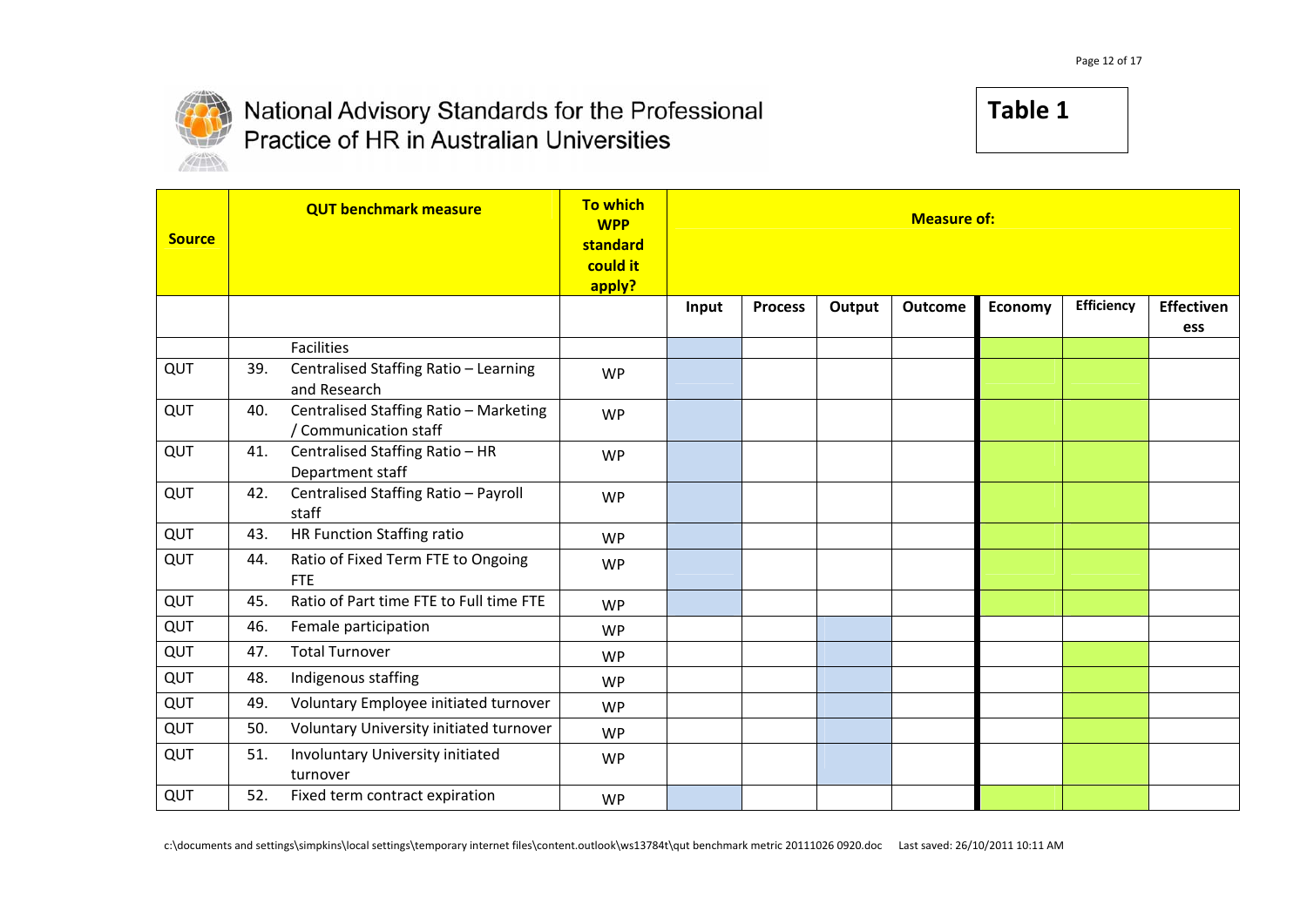# National Advisory Standards for the Professional Practice of HR in Australian Universities

**Table 1**

| Source | | QUT benchmark measure | To which WPP standard could it apply? | Measure of: | | | | | | |
|---|---|---|---|---|---|---|---|---|---|---|
| | | | | Input | Process | Output | Outcome | Economy | Efficiency | Effectiveness |
| | | Facilities | | | | | | | | |
| QUT | 39. | Centralised Staffing Ratio – Learning and Research | WP | | | | | | | |
| QUT | 40. | Centralised Staffing Ratio – Marketing / Communication staff | WP | | | | | | | |
| QUT | 41. | Centralised Staffing Ratio – HR Department staff | WP | | | | | | | |
| QUT | 42. | Centralised Staffing Ratio – Payroll staff | WP | | | | | | | |
| QUT | 43. | HR Function Staffing ratio | WP | | | | | | | |
| QUT | 44. | Ratio of Fixed Term FTE to Ongoing FTE | WP | | | | | | | |
| QUT | 45. | Ratio of Part time FTE to Full time FTE | WP | | | | | | | |
| QUT | 46. | Female participation | WP | | | | | | | |
| QUT | 47. | Total Turnover | WP | | | | | | | |
| QUT | 48. | Indigenous staffing | WP | | | | | | | |
| QUT | 49. | Voluntary Employee initiated turnover | WP | | | | | | | |
| QUT | 50. | Voluntary University initiated turnover | WP | | | | | | | |
| QUT | 51. | Involuntary University initiated turnover | WP | | | | | | | |
| QUT | 52. | Fixed term contract expiration | WP | | | | | | | |

c:\documents and settings\simpkins\local settings\temporary internet files\content.outlook\ws13784t\qut benchmark metric 20111026 0920.doc Last saved: 26/10/2011 10:11 AM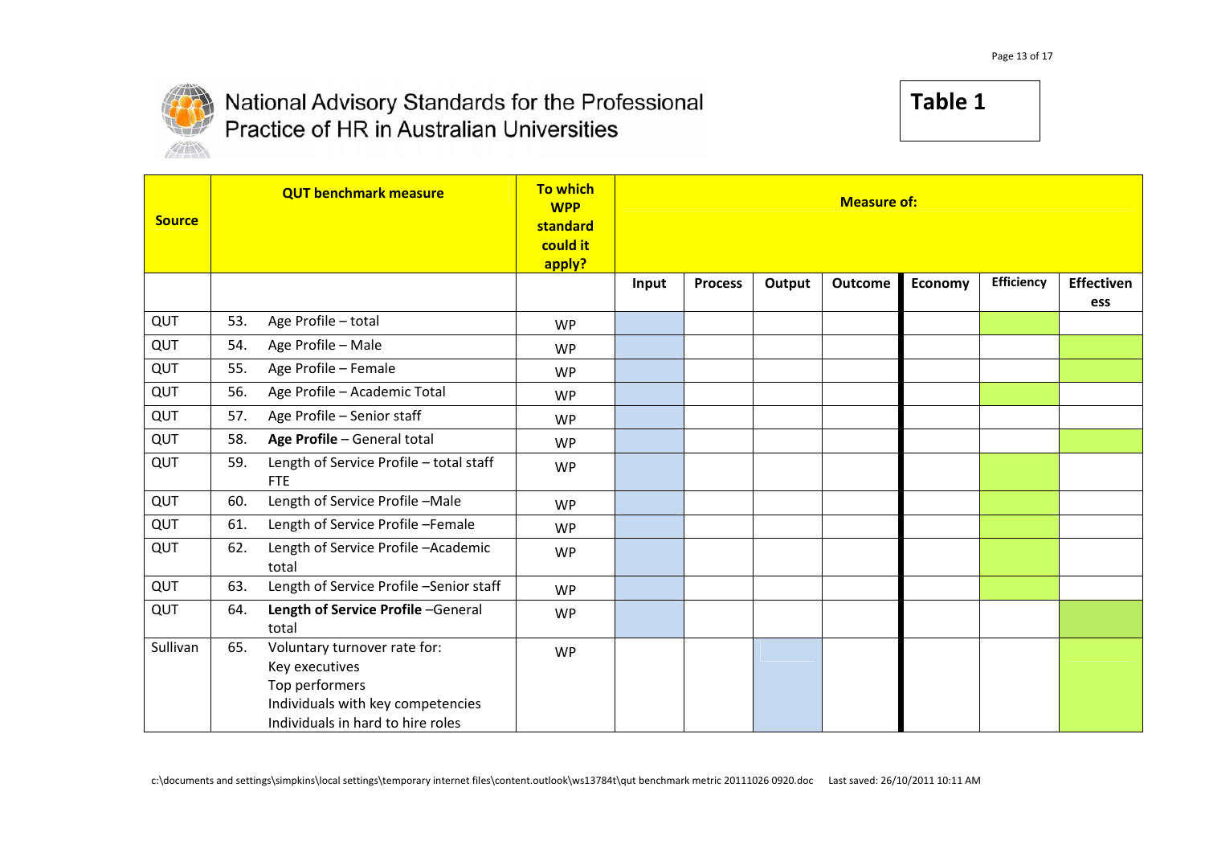National Advisory Standards for the Professional Practice of HR in Australian Universities

**Table 1**

| Source | QUT benchmark measure | To which WPP standard could it apply? | Measure of: | | | | | | |
|---|---|---|---|---|---|---|---|---|---|
| | | | Input | Process | Output | Outcome | Economy | Efficiency | Effectiveness |
| QUT | 53. Age Profile – total | WP | | | | | | | |
| QUT | 54. Age Profile – Male | WP | | | | | | | |
| QUT | 55. Age Profile – Female | WP | | | | | | | |
| QUT | 56. Age Profile – Academic Total | WP | | | | | | | |
| QUT | 57. Age Profile – Senior staff | WP | | | | | | | |
| QUT | 58. **Age Profile** – General total | WP | | | | | | | |
| QUT | 59. Length of Service Profile – total staff FTE | WP | | | | | | | |
| QUT | 60. Length of Service Profile –Male | WP | | | | | | | |
| QUT | 61. Length of Service Profile –Female | WP | | | | | | | |
| QUT | 62. Length of Service Profile –Academic total | WP | | | | | | | |
| QUT | 63. Length of Service Profile –Senior staff | WP | | | | | | | |
| QUT | 64. **Length of Service Profile** –General total | WP | | | | | | | |
| Sullivan | 65. Voluntary turnover rate for:<br>Key executives<br>Top performers<br>Individuals with key competencies<br>Individuals in hard to hire roles | WP | | | | | | | |

c:\documents and settings\simpkins\local settings\temporary internet files\content.outlook\ws13784t\qut benchmark metric 20111026 0920.doc Last saved: 26/10/2011 10:11 AM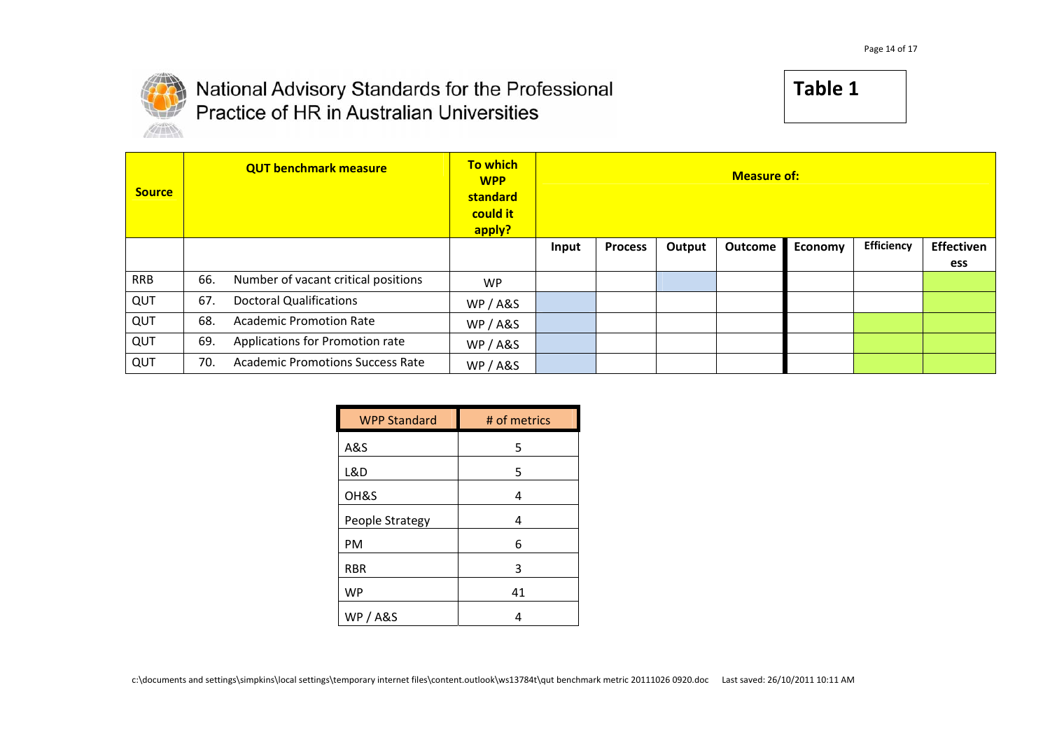National Advisory Standards for the Professional Practice of HR in Australian Universities

**Table 1**

| Source | QUT benchmark measure | | To which WPP standard could it apply? | Measure of: | | | | | | |
|---|---|---|---|---|---|---|---|---|---|---|
| | | | | Input | Process | Output | Outcome | Economy | Efficiency | Effectiveness |
| RRB | 66. | Number of vacant critical positions | WP | | | | | | | |
| QUT | 67. | Doctoral Qualifications | WP / A&S | | | | | | | |
| QUT | 68. | Academic Promotion Rate | WP / A&S | | | | | | | |
| QUT | 69. | Applications for Promotion rate | WP / A&S | | | | | | | |
| QUT | 70. | Academic Promotions Success Rate | WP / A&S | | | | | | | |

| WPP Standard | # of metrics |
|---|---|
| A&S | 5 |
| L&D | 5 |
| OH&S | 4 |
| People Strategy | 4 |
| PM | 6 |
| RBR | 3 |
| WP | 41 |
| WP / A&S | 4 |

c:\documents and settings\simpkins\local settings\temporary internet files\content.outlook\ws13784t\qut benchmark metric 20111026 0920.doc Last saved: 26/10/2011 10:11 AM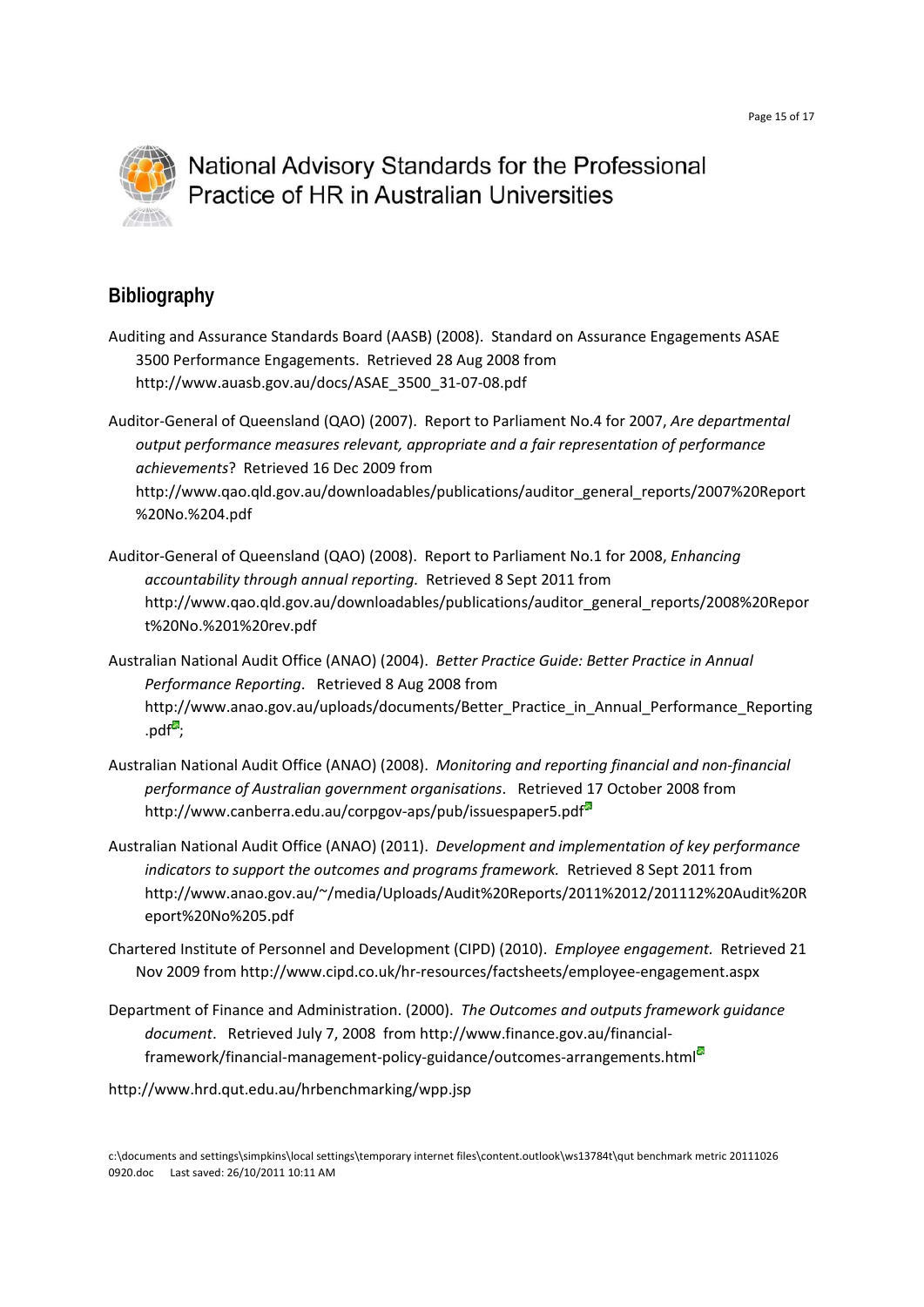## Bibliography

Auditing and Assurance Standards Board (AASB) (2008). Standard on Assurance Engagements ASAE 3500 Performance Engagements. Retrieved 28 Aug 2008 from http://www.auasb.gov.au/docs/ASAE_3500_31-07-08.pdf

Auditor-General of Queensland (QAO) (2007). Report to Parliament No.4 for 2007, *Are departmental output performance measures relevant, appropriate and a fair representation of performance achievements*? Retrieved 16 Dec 2009 from http://www.qao.qld.gov.au/downloadables/publications/auditor_general_reports/2007%20Report%20No.%204.pdf

Auditor-General of Queensland (QAO) (2008). Report to Parliament No.1 for 2008, *Enhancing accountability through annual reporting.* Retrieved 8 Sept 2011 from http://www.qao.qld.gov.au/downloadables/publications/auditor_general_reports/2008%20Report%20No.%201%20rev.pdf

Australian National Audit Office (ANAO) (2004). *Better Practice Guide: Better Practice in Annual Performance Reporting*. Retrieved 8 Aug 2008 from http://www.anao.gov.au/uploads/documents/Better_Practice_in_Annual_Performance_Reporting.pdf;

Australian National Audit Office (ANAO) (2008). *Monitoring and reporting financial and non-financial performance of Australian government organisations*. Retrieved 17 October 2008 from http://www.canberra.edu.au/corpgov-aps/pub/issuespaper5.pdf

Australian National Audit Office (ANAO) (2011). *Development and implementation of key performance indicators to support the outcomes and programs framework.* Retrieved 8 Sept 2011 from http://www.anao.gov.au/~/media/Uploads/Audit%20Reports/2011%2012/201112%20Audit%20Report%20No%205.pdf

Chartered Institute of Personnel and Development (CIPD) (2010). *Employee engagement.* Retrieved 21 Nov 2009 from http://www.cipd.co.uk/hr-resources/factsheets/employee-engagement.aspx

Department of Finance and Administration. (2000). *The Outcomes and outputs framework guidance document*. Retrieved July 7, 2008 from http://www.finance.gov.au/financial-framework/financial-management-policy-guidance/outcomes-arrangements.html

http://www.hrd.qut.edu.au/hrbenchmarking/wpp.jsp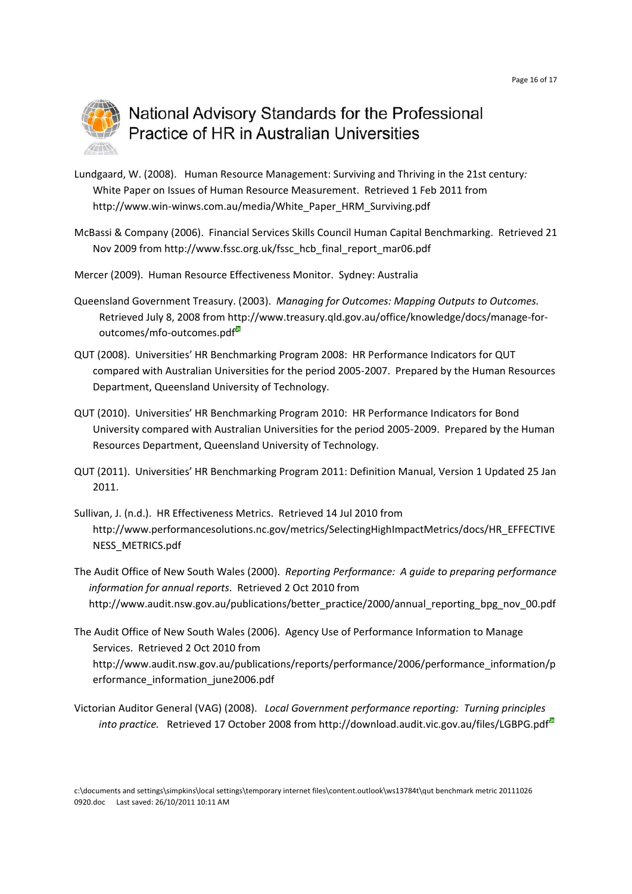Lundgaard, W. (2008). Human Resource Management: Surviving and Thriving in the 21st century: White Paper on Issues of Human Resource Measurement. Retrieved 1 Feb 2011 from http://www.win-winws.com.au/media/White_Paper_HRM_Surviving.pdf

McBassi & Company (2006). Financial Services Skills Council Human Capital Benchmarking. Retrieved 21 Nov 2009 from http://www.fssc.org.uk/fssc_hcb_final_report_mar06.pdf

Mercer (2009). Human Resource Effectiveness Monitor. Sydney: Australia

Queensland Government Treasury. (2003). *Managing for Outcomes: Mapping Outputs to Outcomes.* Retrieved July 8, 2008 from http://www.treasury.qld.gov.au/office/knowledge/docs/manage-for-outcomes/mfo-outcomes.pdf

QUT (2008). Universities' HR Benchmarking Program 2008: HR Performance Indicators for QUT compared with Australian Universities for the period 2005-2007. Prepared by the Human Resources Department, Queensland University of Technology.

QUT (2010). Universities' HR Benchmarking Program 2010: HR Performance Indicators for Bond University compared with Australian Universities for the period 2005-2009. Prepared by the Human Resources Department, Queensland University of Technology.

QUT (2011). Universities' HR Benchmarking Program 2011: Definition Manual, Version 1 Updated 25 Jan 2011.

Sullivan, J. (n.d.). HR Effectiveness Metrics. Retrieved 14 Jul 2010 from http://www.performancesolutions.nc.gov/metrics/SelectingHighImpactMetrics/docs/HR_EFFECTIVENESS_METRICS.pdf

The Audit Office of New South Wales (2000). *Reporting Performance: A guide to preparing performance information for annual reports*. Retrieved 2 Oct 2010 from http://www.audit.nsw.gov.au/publications/better_practice/2000/annual_reporting_bpg_nov_00.pdf

The Audit Office of New South Wales (2006). Agency Use of Performance Information to Manage Services. Retrieved 2 Oct 2010 from http://www.audit.nsw.gov.au/publications/reports/performance/2006/performance_information/performance_information_june2006.pdf

Victorian Auditor General (VAG) (2008). *Local Government performance reporting: Turning principles into practice.* Retrieved 17 October 2008 from http://download.audit.vic.gov.au/files/LGBPG.pdf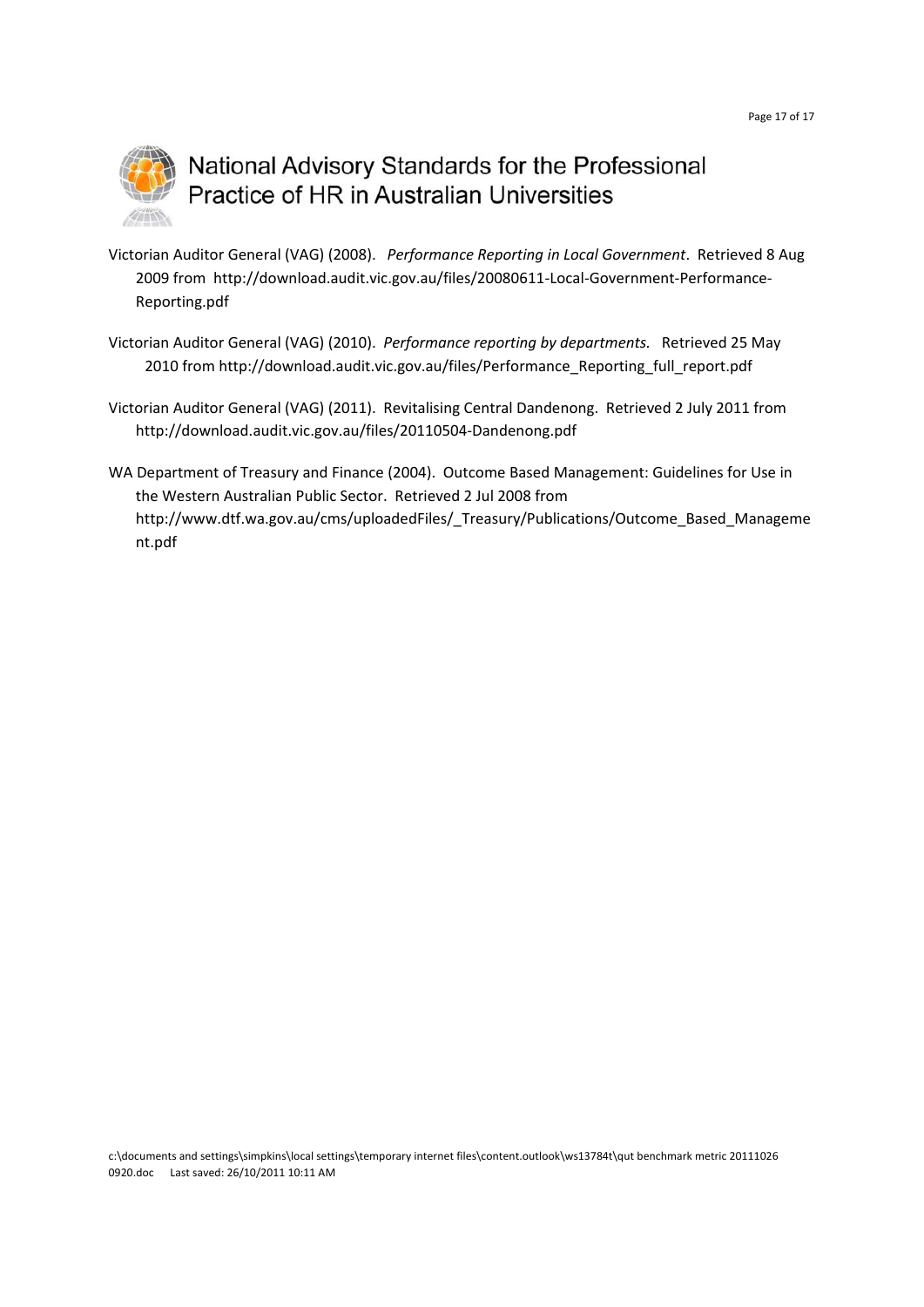Victorian Auditor General (VAG) (2008). *Performance Reporting in Local Government*. Retrieved 8 Aug 2009 from http://download.audit.vic.gov.au/files/20080611-Local-Government-Performance-Reporting.pdf

Victorian Auditor General (VAG) (2010). *Performance reporting by departments.* Retrieved 25 May 2010 from http://download.audit.vic.gov.au/files/Performance_Reporting_full_report.pdf

Victorian Auditor General (VAG) (2011). Revitalising Central Dandenong. Retrieved 2 July 2011 from http://download.audit.vic.gov.au/files/20110504-Dandenong.pdf

WA Department of Treasury and Finance (2004). Outcome Based Management: Guidelines for Use in the Western Australian Public Sector. Retrieved 2 Jul 2008 from http://www.dtf.wa.gov.au/cms/uploadedFiles/_Treasury/Publications/Outcome_Based_Management.pdf